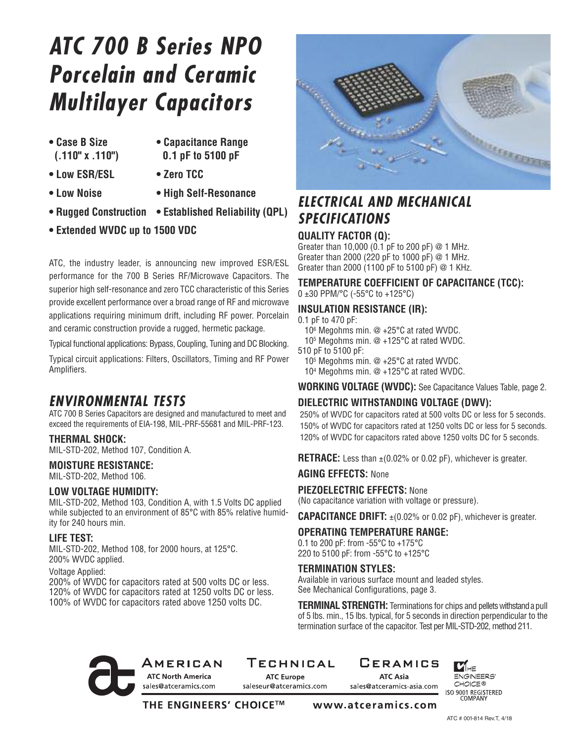# ATC 700 B Series NPO Porcelain and Ceramic Multilayer Capacitors

- Case B Size (.110" x .110")
- Capacitance Range 0.1 pF to 5100 pF
- Low ESR/ESL
- Zero TCC
- Low Noise
- High Self-Resonance
- Rugged Construction
- Established Reliability (QPL)
- Extended WVDC up to 1500 VDC

ATC, the industry leader, is announcing new improved ESR/ESL performance for the 700 B Series RF/Microwave Capacitors. The superior high self-resonance and zero TCC characteristic of this Series provide excellent performance over a broad range of RF and microwave applications requiring minimum drift, including RF power. Porcelain and ceramic construction provide a rugged, hermetic package.

Typical functional applications: Bypass, Coupling, Tuning and DC Blocking.

Typical circuit applications: Filters, Oscillators, Timing and RF Power Amplifiers.

## ENVIRONMENTAL TESTS

ATC 700 B Series Capacitors are designed and manufactured to meet and exceed the requirements of EIA-198, MIL-PRF-55681 and MIL-PRF-123.

**THERMAL SHOCK:**
MIL-STD-202, Method 107, Condition A.

**MOISTURE RESISTANCE:**
MIL-STD-202, Method 106.

**LOW VOLTAGE HUMIDITY:**
MIL-STD-202, Method 103, Condition A, with 1.5 Volts DC applied while subjected to an environment of 85°C with 85% relative humidity for 240 hours min.

**LIFE TEST:**
MIL-STD-202, Method 108, for 2000 hours, at 125°C.
200% WVDC applied.

Voltage Applied:
200% of WVDC for capacitors rated at 500 volts DC or less.
120% of WVDC for capacitors rated at 1250 volts DC or less.
100% of WVDC for capacitors rated above 1250 volts DC.

## ELECTRICAL AND MECHANICAL SPECIFICATIONS

**QUALITY FACTOR (Q):**
Greater than 10,000 (0.1 pF to 200 pF) @ 1 MHz.
Greater than 2000 (220 pF to 1000 pF) @ 1 MHz.
Greater than 2000 (1100 pF to 5100 pF) @ 1 KHz.

**TEMPERATURE COEFFICIENT OF CAPACITANCE (TCC):**
0 ±30 PPM/°C (-55°C to +125°C)

**INSULATION RESISTANCE (IR):**
0.1 pF to 470 pF:
$10^6$ Megohms min. @ +25°C at rated WVDC.
$10^5$ Megohms min. @ +125°C at rated WVDC.
510 pF to 5100 pF:
$10^5$ Megohms min. @ +25°C at rated WVDC.
$10^4$ Megohms min. @ +125°C at rated WVDC.

**WORKING VOLTAGE (WVDC):** See Capacitance Values Table, page 2.

**DIELECTRIC WITHSTANDING VOLTAGE (DWV):**
250% of WVDC for capacitors rated at 500 volts DC or less for 5 seconds.
150% of WVDC for capacitors rated at 1250 volts DC or less for 5 seconds.
120% of WVDC for capacitors rated above 1250 volts DC for 5 seconds.

**RETRACE:** Less than ±(0.02% or 0.02 pF), whichever is greater.

**AGING EFFECTS:** None

**PIEZOELECTRIC EFFECTS:** None
(No capacitance variation with voltage or pressure).

**CAPACITANCE DRIFT:** ±(0.02% or 0.02 pF), whichever is greater.

**OPERATING TEMPERATURE RANGE:**
0.1 to 200 pF: from -55°C to +175°C
220 to 5100 pF: from -55°C to +125°C

**TERMINATION STYLES:**
Available in various surface mount and leaded styles.
See Mechanical Configurations, page 3.

**TERMINAL STRENGTH:** Terminations for chips and pellets withstand a pull of 5 lbs. min., 15 lbs. typical, for 5 seconds in direction perpendicular to the termination surface of the capacitor. Test per MIL-STD-202, method 211.

AMERICAN TECHNICAL CERAMICS

ATC North America sales@atceramics.com | ATC Europe saleseur@atceramics.com | ATC Asia sales@atceramics-asia.com

THE ENGINEERS' CHOICE® ISO 9001 REGISTERED COMPANY

THE ENGINEERS' CHOICE™ www.atceramics.com

ATC # 001-814 Rev.T, 4/18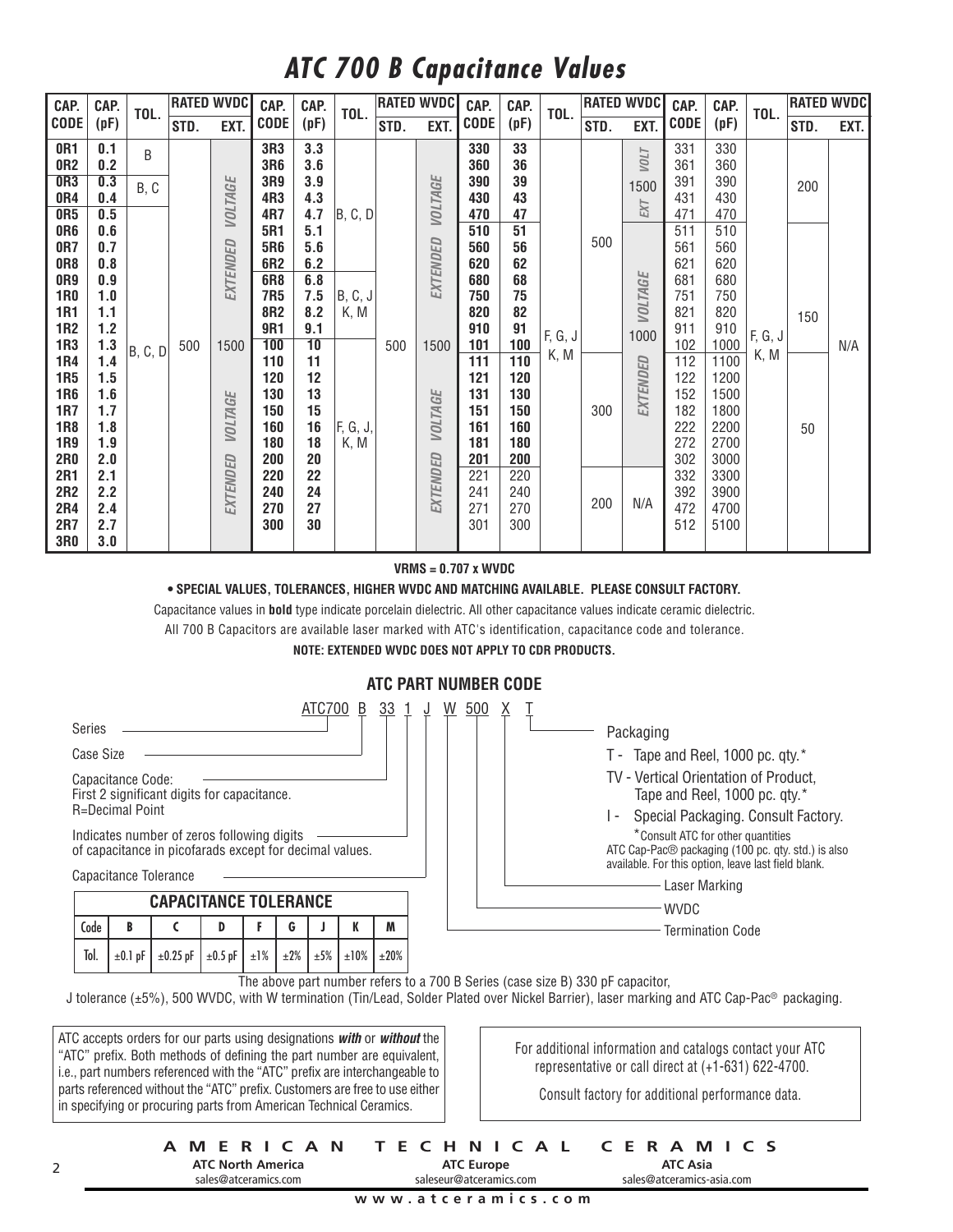# ATC 700 B Capacitance Values

| CAP. CODE | CAP. (pF) | TOL. | RATED WVDC STD. | RATED WVDC EXT. | CAP. CODE | CAP. (pF) | TOL. | RATED WVDC STD. | RATED WVDC EXT. | CAP. CODE | CAP. (pF) | TOL. | RATED WVDC STD. | RATED WVDC EXT. | CAP. CODE | CAP. (pF) | TOL. | RATED WVDC STD. | RATED WVDC EXT. |
|---|---|---|---|---|---|---|---|---|---|---|---|---|---|---|---|---|---|---|---|
| **0R1** | **0.1** | B | 500 | 1500 EXTENDED VOLTAGE | **3R3** | **3.3** | B, C, D | 500 | 1500 EXTENDED VOLTAGE | **330** | **33** | F, G, J K, M | 500 | 1500 EXT VOLT | 331 | 330 | F, G, J K, M | 200 | N/A |
| **0R2** | **0.2** | B | | | **3R6** | **3.6** | | | | **360** | **36** | | | | 361 | 360 | | | |
| **0R3** | **0.3** | B, C | | | **3R9** | **3.9** | | | | **390** | **39** | | | | 391 | 390 | | | |
| **0R4** | **0.4** | B, C | | | **4R3** | **4.3** | | | | **430** | **43** | | | | 431 | 430 | | | |
| **0R5** | **0.5** | B, C, D | | | **4R7** | **4.7** | | | | **470** | **47** | | | | 471 | 470 | | | |
| **0R6** | **0.6** | | | | **5R1** | **5.1** | | | | **510** | **51** | | | 1000 EXTENDED VOLTAGE | 511 | 510 | | 150 | |
| **0R7** | **0.7** | | | | **5R6** | **5.6** | | | | **560** | **56** | | | | 561 | 560 | | | |
| **0R8** | **0.8** | | | | **6R2** | **6.2** | | | | **620** | **62** | | | | 621 | 620 | | | |
| **0R9** | **0.9** | | | | **6R8** | **6.8** | B, C, J K, M | | | **680** | **68** | | | | 681 | 680 | | | |
| **1R0** | **1.0** | | | | **7R5** | **7.5** | | | | **750** | **75** | | | | 751 | 750 | | | |
| **1R1** | **1.1** | | | | **8R2** | **8.2** | | | | **820** | **82** | | | | 821 | 820 | | | |
| **1R2** | **1.2** | | | | **9R1** | **9.1** | | | | **910** | **91** | | | | 911 | 910 | | | |
| **1R3** | **1.3** | | | | **100** | **10** | F, G, J, K, M | | | **101** | **100** | | | | 102 | 1000 | | | |
| **1R4** | **1.4** | | | | **110** | **11** | | | | **111** | **110** | | 300 | | 112 | 1100 | | 50 | |
| **1R5** | **1.5** | | | | **120** | **12** | | | | **121** | **120** | | | | 122 | 1200 | | | |
| **1R6** | **1.6** | | | | **130** | **13** | | | | **131** | **130** | | | | 152 | 1500 | | | |
| **1R7** | **1.7** | | | | **150** | **15** | | | | **151** | **150** | | | | 182 | 1800 | | | |
| **1R8** | **1.8** | | | | **160** | **16** | | | | **161** | **160** | | | | 222 | 2200 | | | |
| **1R9** | **1.9** | | | | **180** | **18** | | | | **181** | **180** | | | | 272 | 2700 | | | |
| **2R0** | **2.0** | | | | **200** | **20** | | | | **201** | **200** | | | | 302 | 3000 | | | |
| **2R1** | **2.1** | | | | **220** | **22** | | | | 221 | 220 | | 200 | N/A | 332 | 3300 | | | |
| **2R2** | **2.2** | | | | **240** | **24** | | | | 241 | 240 | | | | 392 | 3900 | | | |
| **2R4** | **2.4** | | | | **270** | **27** | | | | 271 | 270 | | | | 472 | 4700 | | | |
| **2R7** | **2.7** | | | | **300** | **30** | | | | 301 | 300 | | | | 512 | 5100 | | | |
| **3R0** | **3.0** | | | | | | | | | | | | | | | | | | |

**VRMS = 0.707 x WVDC**

**• SPECIAL VALUES, TOLERANCES, HIGHER WVDC AND MATCHING AVAILABLE. PLEASE CONSULT FACTORY.**

Capacitance values in **bold** type indicate porcelain dielectric. All other capacitance values indicate ceramic dielectric.

All 700 B Capacitors are available laser marked with ATC's identification, capacitance code and tolerance.

**NOTE: EXTENDED WVDC DOES NOT APPLY TO CDR PRODUCTS.**

## ATC PART NUMBER CODE

ATC700 B 33 1 J W 500 X T

- **Series** — ATC700
- **Case Size** — B
- **Capacitance Code:** First 2 significant digits for capacitance. R=Decimal Point — 33
- Indicates number of zeros following digits of capacitance in picofarads except for decimal values. — 1
- **Capacitance Tolerance** — J
- **Termination Code** — W
- **WVDC** — 500
- **Laser Marking** — X
- **Packaging** — T
  - T - Tape and Reel, 1000 pc. qty.*
  - TV - Vertical Orientation of Product, Tape and Reel, 1000 pc. qty.*
  - I - Special Packaging. Consult Factory.

  *Consult ATC for other quantities
  ATC Cap-Pac® packaging (100 pc. qty. std.) is also available. For this option, leave last field blank.

| CAPACITANCE TOLERANCE | | | | | | | | |
|---|---|---|---|---|---|---|---|---|
| Code | B | C | D | F | G | J | K | M |
| Tol. | ±0.1 pF | ±0.25 pF | ±0.5 pF | ±1% | ±2% | ±5% | ±10% | ±20% |

The above part number refers to a 700 B Series (case size B) 330 pF capacitor, J tolerance (±5%), 500 WVDC, with W termination (Tin/Lead, Solder Plated over Nickel Barrier), laser marking and ATC Cap-Pac® packaging.

ATC accepts orders for our parts using designations ***with*** or ***without*** the "ATC" prefix. Both methods of defining the part number are equivalent, i.e., part numbers referenced with the "ATC" prefix are interchangeable to parts referenced without the "ATC" prefix. Customers are free to use either in specifying or procuring parts from American Technical Ceramics.

For additional information and catalogs contact your ATC representative or call direct at (+1-631) 622-4700.

Consult factory for additional performance data.

**AMERICAN TECHNICAL CERAMICS**

**ATC North America** sales@atceramics.com | **ATC Europe** saleseur@atceramics.com | **ATC Asia** sales@atceramics-asia.com

www.atceramics.com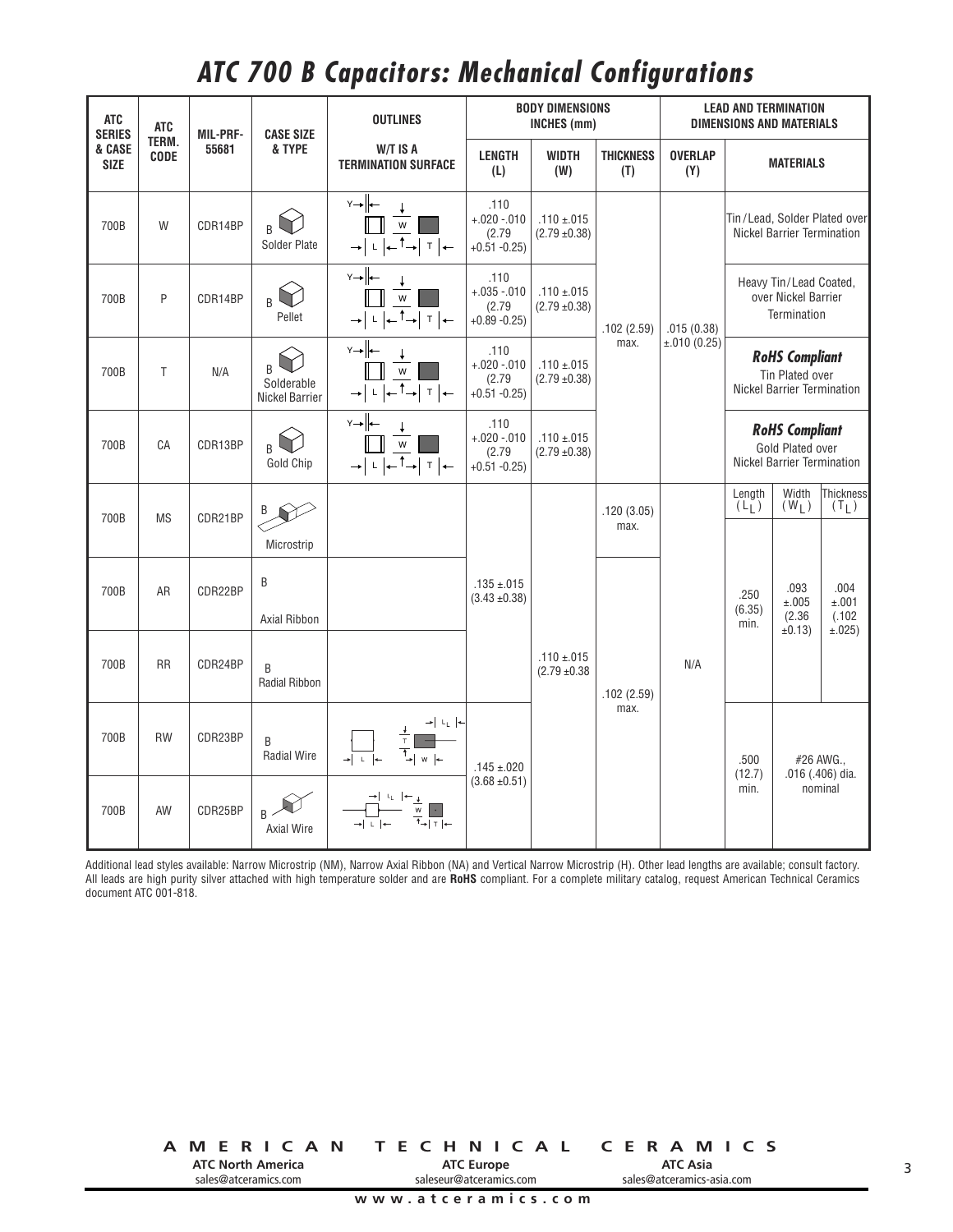# ATC 700 B Capacitors: Mechanical Configurations

| ATC SERIES & CASE SIZE | ATC TERM. CODE | MIL-PRF-55681 | CASE SIZE & TYPE | OUTLINES W/T IS A TERMINATION SURFACE | BODY DIMENSIONS INCHES (mm) | | | LEAD AND TERMINATION DIMENSIONS AND MATERIALS | | | |
|---|---|---|---|---|---|---|---|---|---|---|---|
| | | | | | LENGTH (L) | WIDTH (W) | THICKNESS (T) | OVERLAP (Y) | MATERIALS | | |
| 700B | W | CDR14BP | B Solder Plate | | .110 +.020 -.010 (2.79 +0.51 -0.25) | .110 ±.015 (2.79 ±0.38) | .102 (2.59) max. | .015 (0.38) ±.010 (0.25) | Tin/Lead, Solder Plated over Nickel Barrier Termination | | |
| 700B | P | CDR14BP | B Pellet | | .110 +.035 -.010 (2.79 +0.89 -0.25) | .110 ±.015 (2.79 ±0.38) | .102 (2.59) max. | .015 (0.38) ±.010 (0.25) | Heavy Tin/Lead Coated, over Nickel Barrier Termination | | |
| 700B | T | N/A | B Solderable Nickel Barrier | | .110 +.020 -.010 (2.79 +0.51 -0.25) | .110 ±.015 (2.79 ±0.38) | .102 (2.59) max. | .015 (0.38) ±.010 (0.25) | ***RoHS Compliant*** Tin Plated over Nickel Barrier Termination | | |
| 700B | CA | CDR13BP | B Gold Chip | | .110 +.020 -.010 (2.79 +0.51 -0.25) | .110 ±.015 (2.79 ±0.38) | .102 (2.59) max. | .015 (0.38) ±.010 (0.25) | ***RoHS Compliant*** Gold Plated over Nickel Barrier Termination | | |
| | | | | | | | | | Length ($L_L$) | Width ($W_L$) | Thickness ($T_L$) |
| 700B | MS | CDR21BP | B Microstrip | | .135 ±.015 (3.43 ±0.38) | .110 ±.015 (2.79 ±0.38 | .120 (3.05) max. | N/A | .250 (6.35) min. | .093 ±.005 (2.36 ±0.13) | .004 ±.001 (.102 ±.025) |
| 700B | AR | CDR22BP | B Axial Ribbon | | .135 ±.015 (3.43 ±0.38) | .110 ±.015 (2.79 ±0.38 | .102 (2.59) max. | N/A | .250 (6.35) min. | .093 ±.005 (2.36 ±0.13) | .004 ±.001 (.102 ±.025) |
| 700B | RR | CDR24BP | B Radial Ribbon | | .135 ±.015 (3.43 ±0.38) | .110 ±.015 (2.79 ±0.38 | .102 (2.59) max. | N/A | .250 (6.35) min. | .093 ±.005 (2.36 ±0.13) | .004 ±.001 (.102 ±.025) |
| 700B | RW | CDR23BP | B Radial Wire | | .145 ±.020 (3.68 ±0.51) | .110 ±.015 (2.79 ±0.38 | .102 (2.59) max. | N/A | .500 (12.7) min. | #26 AWG., .016 (.406) dia. nominal | |
| 700B | AW | CDR25BP | B Axial Wire | | .145 ±.020 (3.68 ±0.51) | .110 ±.015 (2.79 ±0.38 | .102 (2.59) max. | N/A | .500 (12.7) min. | #26 AWG., .016 (.406) dia. nominal | |

Additional lead styles available: Narrow Microstrip (NM), Narrow Axial Ribbon (NA) and Vertical Narrow Microstrip (H). Other lead lengths are available; consult factory. All leads are high purity silver attached with high temperature solder and are **RoHS** compliant. For a complete military catalog, request American Technical Ceramics document ATC 001-818.

**AMERICAN TECHNICAL CERAMICS**

**ATC North America** sales@atceramics.com | **ATC Europe** saleseur@atceramics.com | **ATC Asia** sales@atceramics-asia.com

www.atceramics.com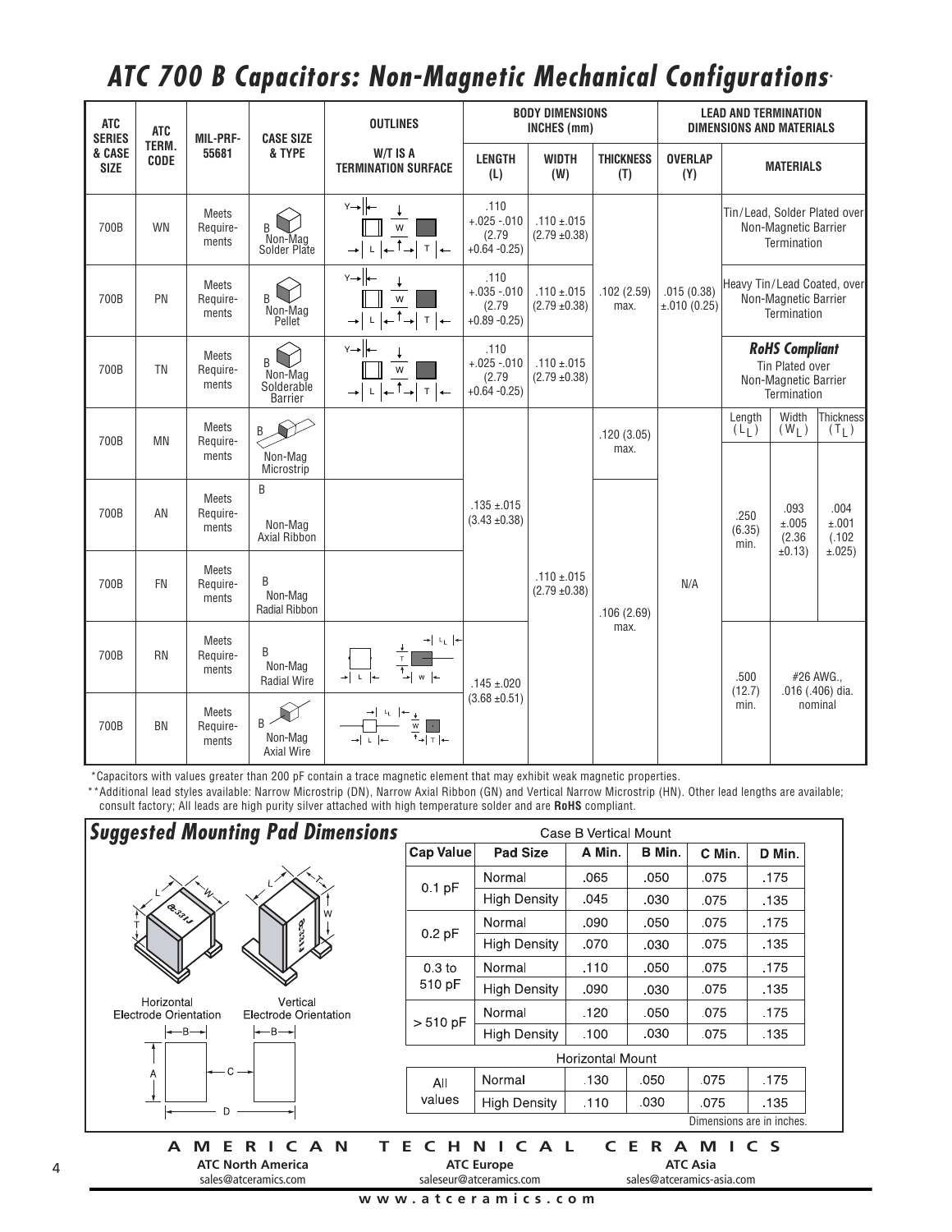# ATC 700 B Capacitors: Non-Magnetic Mechanical Configurations*

| ATC SERIES & CASE SIZE | ATC TERM. CODE | MIL-PRF-55681 | CASE SIZE & TYPE | OUTLINES W/T IS A TERMINATION SURFACE | BODY DIMENSIONS INCHES (mm) LENGTH (L) | WIDTH (W) | THICKNESS (T) | LEAD AND TERMINATION DIMENSIONS AND MATERIALS OVERLAP (Y) | MATERIALS | | |
|---|---|---|---|---|---|---|---|---|---|---|---|
| 700B | WN | Meets Requirements | B Non-Mag Solder Plate | | .110 +.025 -.010 (2.79 +0.64 -0.25) | .110 ±.015 (2.79 ±0.38) | .102 (2.59) max. | .015 (0.38) ±.010 (0.25) | Tin/Lead, Solder Plated over Non-Magnetic Barrier Termination | | |
| 700B | PN | Meets Requirements | B Non-Mag Pellet | | .110 +.035 -.010 (2.79 +0.89 -0.25) | .110 ±.015 (2.79 ±0.38) | .102 (2.59) max. | .015 (0.38) ±.010 (0.25) | Heavy Tin/Lead Coated, over Non-Magnetic Barrier Termination | | |
| 700B | TN | Meets Requirements | B Non-Mag Solderable Barrier | | .110 +.025 -.010 (2.79 +0.64 -0.25) | .110 ±.015 (2.79 ±0.38) | .102 (2.59) max. | .015 (0.38) ±.010 (0.25) | ***RoHS Compliant*** Tin Plated over Non-Magnetic Barrier Termination | | |
| | | | | | | | | | Length ($L_L$) | Width ($W_L$) | Thickness ($T_L$) |
| 700B | MN | Meets Requirements | B Non-Mag Microstrip | | .135 ±.015 (3.43 ±0.38) | .110 ±.015 (2.79 ±0.38) | .120 (3.05) max. | N/A | .250 (6.35) min. | .093 ±.005 (2.36 ±0.13) | .004 ±.001 (.102 ±.025) |
| 700B | AN | Meets Requirements | B Non-Mag Axial Ribbon | | .135 ±.015 (3.43 ±0.38) | .110 ±.015 (2.79 ±0.38) | .106 (2.69) max. | N/A | .250 (6.35) min. | .093 ±.005 (2.36 ±0.13) | .004 ±.001 (.102 ±.025) |
| 700B | FN | Meets Requirements | B Non-Mag Radial Ribbon | | .135 ±.015 (3.43 ±0.38) | .110 ±.015 (2.79 ±0.38) | .106 (2.69) max. | N/A | .250 (6.35) min. | .093 ±.005 (2.36 ±0.13) | .004 ±.001 (.102 ±.025) |
| 700B | RN | Meets Requirements | B Non-Mag Radial Wire | | .145 ±.020 (3.68 ±0.51) | .110 ±.015 (2.79 ±0.38) | .106 (2.69) max. | N/A | .500 (12.7) min. | #26 AWG., .016 (.406) dia. nominal | |
| 700B | BN | Meets Requirements | B Non-Mag Axial Wire | | .145 ±.020 (3.68 ±0.51) | .110 ±.015 (2.79 ±0.38) | .106 (2.69) max. | N/A | .500 (12.7) min. | #26 AWG., .016 (.406) dia. nominal | |

*Capacitors with values greater than 200 pF contain a trace magnetic element that may exhibit weak magnetic properties.

**Additional lead styles available: Narrow Microstrip (DN), Narrow Axial Ribbon (GN) and Vertical Narrow Microstrip (HN). Other lead lengths are available; consult factory; All leads are high purity silver attached with high temperature solder and are **RoHS** compliant.

## Suggested Mounting Pad Dimensions

Horizontal Electrode Orientation — Vertical Electrode Orientation

**Case B Vertical Mount**

| Cap Value | Pad Size | A Min. | B Min. | C Min. | D Min. |
|---|---|---|---|---|---|
| 0.1 pF | Normal | .065 | .050 | .075 | .175 |
| | High Density | .045 | .030 | .075 | .135 |
| 0.2 pF | Normal | .090 | .050 | .075 | .175 |
| | High Density | .070 | .030 | .075 | .135 |
| 0.3 to 510 pF | Normal | .110 | .050 | .075 | .175 |
| | High Density | .090 | .030 | .075 | .135 |
| > 510 pF | Normal | .120 | .050 | .075 | .175 |
| | High Density | .100 | .030 | .075 | .135 |

**Horizontal Mount**

| Cap Value | Pad Size | A Min. | B Min. | C Min. | D Min. |
|---|---|---|---|---|---|
| All values | Normal | .130 | .050 | .075 | .175 |
| | High Density | .110 | .030 | .075 | .135 |

Dimensions are in inches.

**AMERICAN TECHNICAL CERAMICS**

**ATC North America** sales@atceramics.com — **ATC Europe** saleseur@atceramics.com — **ATC Asia** sales@atceramics-asia.com

www.atceramics.com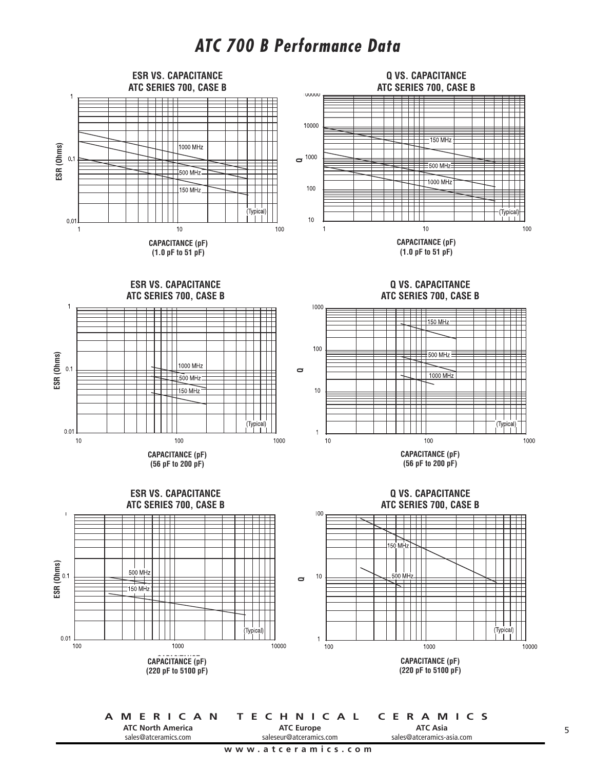# ATC 700 B Performance Data

**ESR VS. CAPACITANCE**
**ATC SERIES 700, CASE B**

ESR (Ohms): 0.01, 0.1, 1

1000 MHz
500 MHz
150 MHz
(Typical)

1, 10, 100

**CAPACITANCE (pF)**
**(1.0 pF to 51 pF)**

**Q VS. CAPACITANCE**
**ATC SERIES 700, CASE B**

Q: 10, 100, 1000, 10000, 100000

150 MHz
500 MHz
1000 MHz
(Typical)

1, 10, 100

**CAPACITANCE (pF)**
**(1.0 pF to 51 pF)**

**ESR VS. CAPACITANCE**
**ATC SERIES 700, CASE B**

ESR (Ohms): 0.01, 0.1, 1

1000 MHz
500 MHz
150 MHz
(Typical)

10, 100, 1000

**CAPACITANCE (pF)**
**(56 pF to 200 pF)**

**Q VS. CAPACITANCE**
**ATC SERIES 700, CASE B**

Q: 1, 10, 100, 1000

150 MHz
500 MHz
1000 MHz
(Typical)

10, 100, 1000

**CAPACITANCE (pF)**
**(56 pF to 200 pF)**

**ESR VS. CAPACITANCE**
**ATC SERIES 700, CASE B**

ESR (Ohms): 0.01, 0.1, 1

500 MHz
150 MHz
(Typical)

100, 1000, 10000

**CAPACITANCE (pF)**
**(220 pF to 5100 pF)**

**Q VS. CAPACITANCE**
**ATC SERIES 700, CASE B**

Q: 1, 10, 100

150 MHz
500 MHz
(Typical)

100, 1000, 10000

**CAPACITANCE (pF)**
**(220 pF to 5100 pF)**

**AMERICAN TECHNICAL CERAMICS**

| ATC North America | ATC Europe | ATC Asia |
|---|---|---|
| sales@atceramics.com | saleseur@atceramics.com | sales@atceramics-asia.com |

www.atceramics.com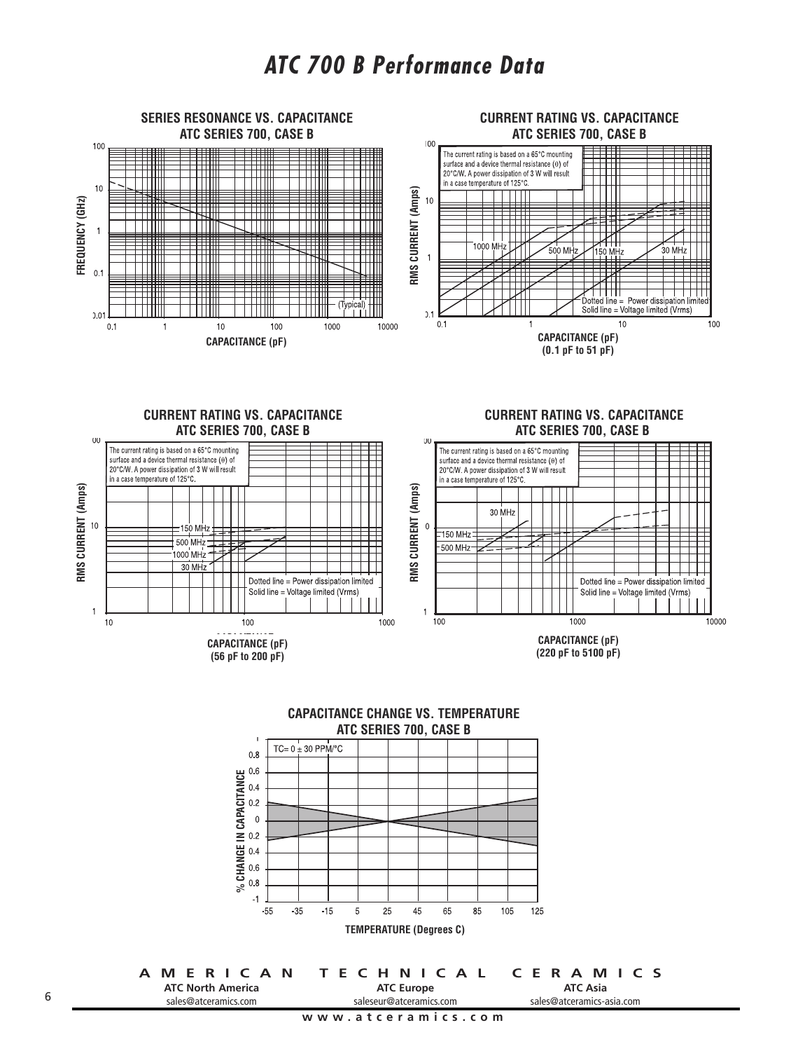# ATC 700 B Performance Data

**SERIES RESONANCE VS. CAPACITANCE**
**ATC SERIES 700, CASE B**

FREQUENCY (GHz): 0.01, 0.1, 1, 10, 100

CAPACITANCE (pF): 0.1, 1, 10, 100, 1000, 10000

(Typical)

**CURRENT RATING VS. CAPACITANCE**
**ATC SERIES 700, CASE B**

The current rating is based on a 65°C mounting surface and a device thermal resistance (θ) of 20°C/W. A power dissipation of 3 W will result in a case temperature of 125°C.

RMS CURRENT (Amps): 0.1, 1, 10, 100

1000 MHz, 500 MHz, 150 MHz, 30 MHz

Dotted line = Power dissipation limited
Solid line = Voltage limited (Vrms)

CAPACITANCE (pF): 0.1, 1, 10, 100
**(0.1 pF to 51 pF)**

**CURRENT RATING VS. CAPACITANCE**
**ATC SERIES 700, CASE B**

The current rating is based on a 65°C mounting surface and a device thermal resistance (θ) of 20°C/W. A power dissipation of 3 W will result in a case temperature of 125°C.

RMS CURRENT (Amps): 1, 10, 100

150 MHz, 500 MHz, 1000 MHz, 30 MHz

Dotted line = Power dissipation limited
Solid line = Voltage limited (Vrms)

CAPACITANCE (pF): 10, 100, 1000
**(56 pF to 200 pF)**

**CURRENT RATING VS. CAPACITANCE**
**ATC SERIES 700, CASE B**

The current rating is based on a 65°C mounting surface and a device thermal resistance (θ) of 20°C/W. A power dissipation of 3 W will result in a case temperature of 125°C.

RMS CURRENT (Amps): 1, 10, 100

30 MHz, 150 MHz, 500 MHz

Dotted line = Power dissipation limited
Solid line = Voltage limited (Vrms)

CAPACITANCE (pF): 100, 1000, 10000
**(220 pF to 5100 pF)**

**CAPACITANCE CHANGE VS. TEMPERATURE**
**ATC SERIES 700, CASE B**

TC= 0 ± 30 PPM/°C

% CHANGE IN CAPACITANCE: -1, 0.8, 0.6, 0.4, 0.2, 0, 0.2, 0.4, 0.6, 0.8, 1

TEMPERATURE (Degrees C): -55, -35, -15, 5, 25, 45, 65, 85, 105, 125

**AMERICAN TECHNICAL CERAMICS**

**ATC North America** sales@atceramics.com | **ATC Europe** saleseur@atceramics.com | **ATC Asia** sales@atceramics-asia.com

**www.atceramics.com**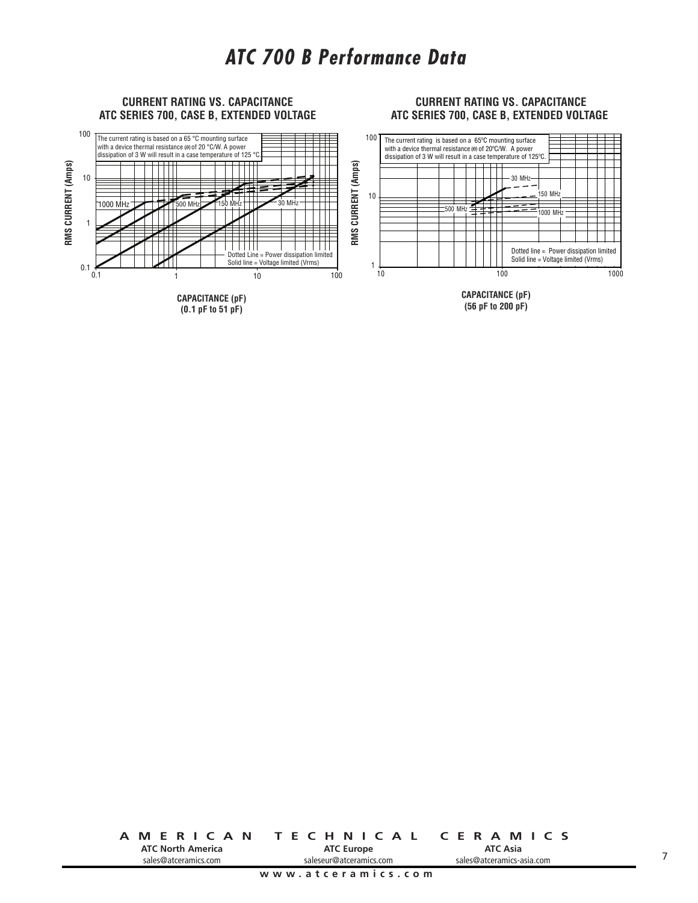# ATC 700 B Performance Data

**CURRENT RATING VS. CAPACITANCE**
**ATC SERIES 700, CASE B, EXTENDED VOLTAGE**

The current rating is based on a 65 °C mounting surface with a device thermal resistance (θ) of 20 °C/W. A power dissipation of 3 W will result in a case temperature of 125 °C.

1000 MHz | 500 MHz | 150 MHz | 30 MHz

Dotted Line = Power dissipation limited
Solid line = Voltage limited (Vrms)

RMS CURRENT (Amps): 0.1, 1, 10, 100

0.1, 1, 10, 100

**CAPACITANCE (pF)**
**(0.1 pF to 51 pF)**

**CURRENT RATING VS. CAPACITANCE**
**ATC SERIES 700, CASE B, EXTENDED VOLTAGE**

The current rating is based on a 65ºC mounting surface with a device thermal resistance (θ) of 20ºC/W. A power dissipation of 3 W will result in a case temperature of 125ºC.

30 MHz | 150 MHz | 500 MHz | 1000 MHz

Dotted line = Power dissipation limited
Solid line = Voltage limited (Vrms)

RMS CURRENT (Amps): 1, 10, 100

10, 100, 1000

**CAPACITANCE (pF)**
**(56 pF to 200 pF)**

**AMERICAN TECHNICAL CERAMICS**

**ATC North America**
sales@atceramics.com

**ATC Europe**
saleseur@atceramics.com

**ATC Asia**
sales@atceramics-asia.com

www.atceramics.com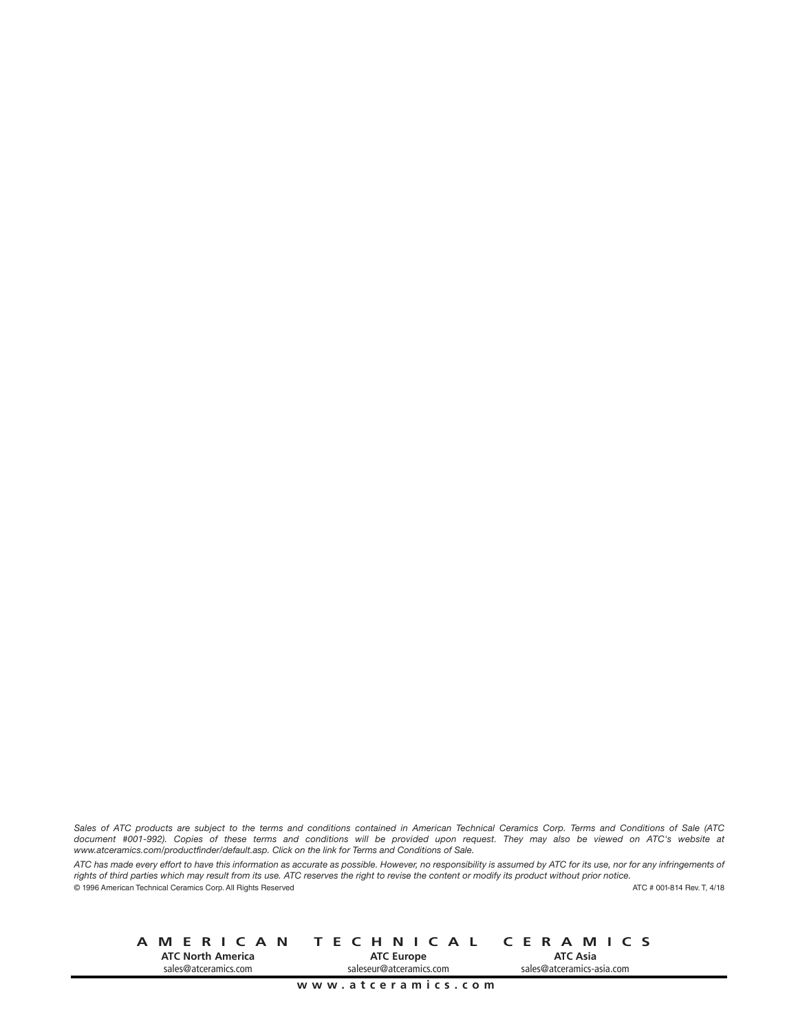*Sales of ATC products are subject to the terms and conditions contained in American Technical Ceramics Corp. Terms and Conditions of Sale (ATC document #001-992). Copies of these terms and conditions will be provided upon request. They may also be viewed on ATC's website at www.atceramics.com/productfinder/default.asp. Click on the link for Terms and Conditions of Sale.*

*ATC has made every effort to have this information as accurate as possible. However, no responsibility is assumed by ATC for its use, nor for any infringements of rights of third parties which may result from its use. ATC reserves the right to revise the content or modify its product without prior notice.*

© 1996 American Technical Ceramics Corp. All Rights Reserved

ATC # 001-814 Rev. T, 4/18

**A M E R I C A N   T E C H N I C A L   C E R A M I C S**

**ATC North America**
sales@atceramics.com

**ATC Europe**
saleseur@atceramics.com

**ATC Asia**
sales@atceramics-asia.com

**w w w . a t c e r a m i c s . c o m**